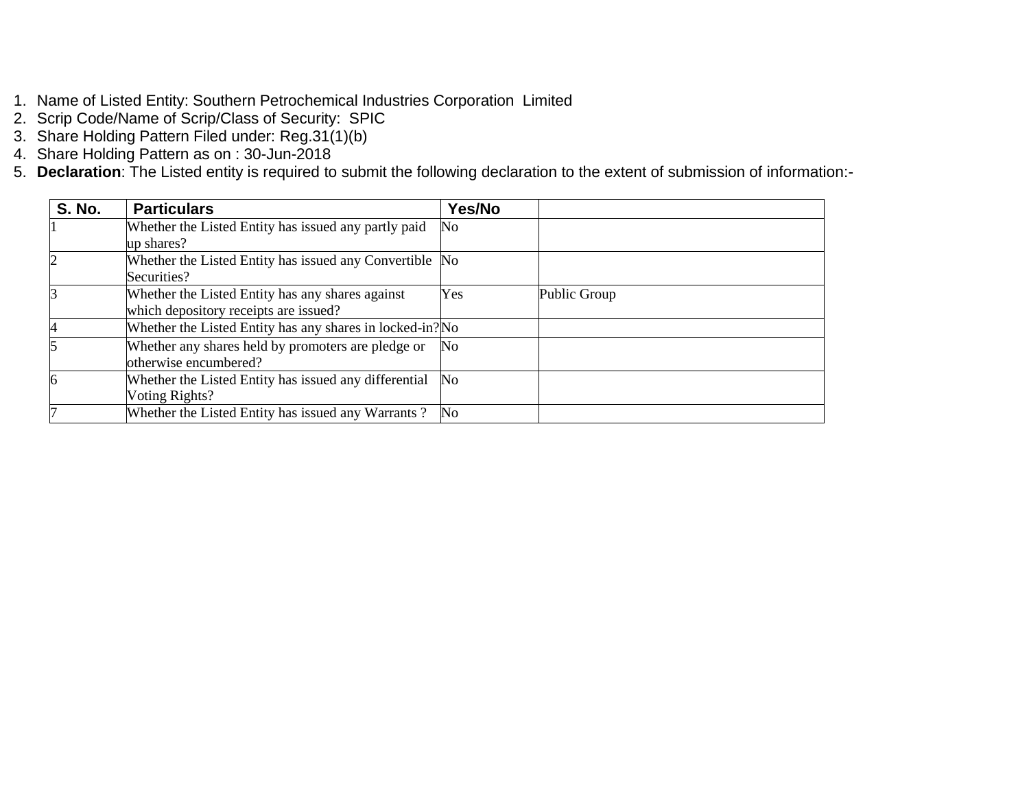1. Name of Listed Entity: Southern Petrochemical Industries Corporation Limited
2. Scrip Code/Name of Scrip/Class of Security: SPIC
3. Share Holding Pattern Filed under: Reg.31(1)(b)
4. Share Holding Pattern as on : 30-Jun-2018
5. **Declaration**: The Listed entity is required to submit the following declaration to the extent of submission of information:-

| S. No. | Particulars | Yes/No | |
|---|---|---|---|
| 1 | Whether the Listed Entity has issued any partly paid up shares? | No | |
| 2 | Whether the Listed Entity has issued any Convertible Securities? | No | |
| 3 | Whether the Listed Entity has any shares against which depository receipts are issued? | Yes | Public Group |
| 4 | Whether the Listed Entity has any shares in locked-in? | No | |
| 5 | Whether any shares held by promoters are pledge or otherwise encumbered? | No | |
| 6 | Whether the Listed Entity has issued any differential Voting Rights? | No | |
| 7 | Whether the Listed Entity has issued any Warrants ? | No | |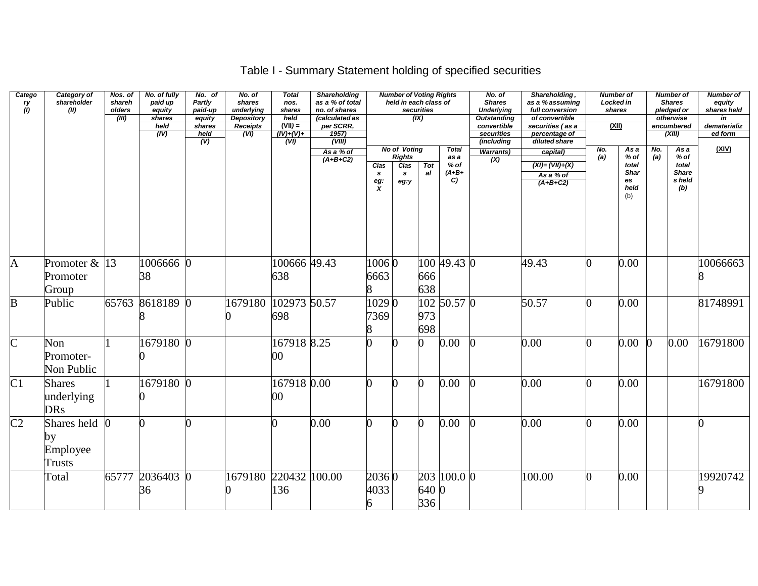# Table I - Summary Statement holding of specified securities

| Category (I) | Category of shareholder (II) | Nos. of shareholders (III) | No. of fully paid up equity shares held (IV) | No. of Partly paid-up equity shares held (V) | No. of shares underlying Depository Receipts (VI) | Total nos. shares held (VII) = (IV)+(V)+ (VI) | Shareholding as a % of total no. of shares (calculated as per SCRR, 1957) (VIII) As a % of (A+B+C2) | Number of Voting Rights held in each class of securities (IX) | | | | No. of Shares Underlying Outstanding convertible securities (including Warrants) (X) | Shareholding , as a % assuming full conversion of convertible securities ( as a percentage of diluted share capital) (XI)= (VII)+(X) As a % of (A+B+C2) | Number of Locked in shares (XII) | | Number of Shares pledged or otherwise encumbered (XIII) | | Number of equity shares held in dematerialized form (XIV) |
|---|---|---|---|---|---|---|---|---|---|---|---|---|---|---|---|---|---|---|
| | | | | | | | | No of Voting Rights | | | Total as a % of (A+B+C) | | | No. (a) | As a % of total Shares held (b) | No. (a) | As a % of total Shares held (b) | |
| | | | | | | | | Class eg: X | Class eg:y | Total | | | | | | | | |
| A | Promoter & Promoter Group | 13 | 100666638 | 0 | | 100666638 | 49.43 | 100666638 | 0 | 100666638 | 49.43 | 0 | 49.43 | 0 | 0.00 | | | 100666638 |
| B | Public | 65763 | 86181898 | 0 | 16791800 | 102973698 | 50.57 | 102973698 | 0 | 102973698 | 50.57 | 0 | 50.57 | 0 | 0.00 | | | 81748991 |
| C | Non Promoter- Non Public | 1 | 16791800 | 0 | | 16791800 | 8.25 | 0 | 0 | 0 | 0.00 | 0 | 0.00 | 0 | 0.00 | 0 | 0.00 | 16791800 |
| C1 | Shares underlying DRs | 1 | 16791800 | 0 | | 16791800 | 0.00 | 0 | 0 | 0 | 0.00 | 0 | 0.00 | 0 | 0.00 | | | 16791800 |
| C2 | Shares held by Employee Trusts | 0 | 0 | 0 | | 0 | 0.00 | 0 | 0 | 0 | 0.00 | 0 | 0.00 | 0 | 0.00 | | | 0 |
| | Total | 65777 | 203640336 | 0 | 16791800 | 220432136 | 100.00 | 203640336 | 0 | 203640336 | 100.00 | 0 | 100.00 | 0 | 0.00 | | | 199207429 |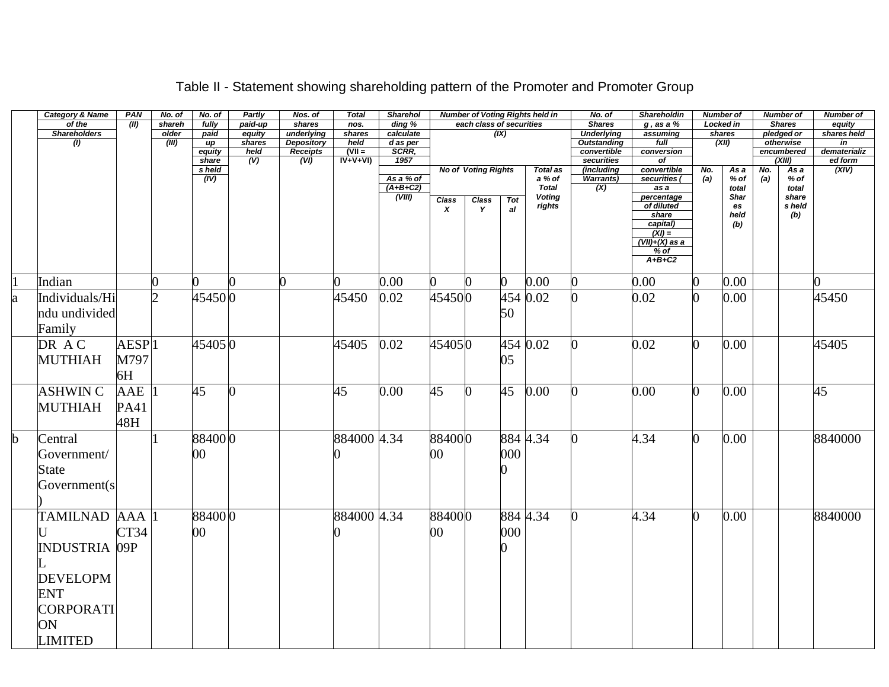# Table II - Statement showing shareholding pattern of the Promoter and Promoter Group

| | Category & Name of the Shareholders (I) | PAN (II) | No. of shareholder (III) | No. of fully paid up equity shares held (IV) | Partly paid-up equity shares held (V) | Nos. of shares underlying Depository Receipts (VI) | Total nos. shares held (VII = IV+V+VI) | Shareholding % calculated as per SCRR, 1957 As a % of (A+B+C2) (VIII) | Number of Voting Rights held in each class of securities (IX) | | | | No. of Shares Underlying Outstanding convertible securities (including Warrants) (X) | Shareholding , as a % assuming full conversion of convertible securities ( as a percentage of diluted share capital) (XI) = (VII)+(X) as a % of A+B+C2 | Number of Locked in shares (XII) | | Number of Shares pledged or otherwise encumbered (XIII) | | Number of equity shares held in dematerialized form (XIV) |
|---|---|---|---|---|---|---|---|---|---|---|---|---|---|---|---|---|---|---|---|
| | | | | | | | | | No of Voting Rights | | | Total as a % of Total Voting rights | | | No. (a) | As a % of total Shares held (b) | No. (a) | As a % of total shares held (b) | |
| | | | | | | | | | Class X | Class Y | Total | | | | | | | | |
| 1 | Indian | | 0 | 0 | 0 | 0 | 0 | 0.00 | 0 | 0 | 0 | 0.00 | 0 | 0.00 | 0 | 0.00 | | | 0 |
| a | Individuals/Hindu undivided Family | | 2 | 45450 | 0 | | 45450 | 0.02 | 45450 | 0 | 45450 | 0.02 | 0 | 0.02 | 0 | 0.00 | | | 45450 |
| | DR A C MUTHIAH | AESPM7976H | 1 | 45405 | 0 | | 45405 | 0.02 | 45405 | 0 | 45405 | 0.02 | 0 | 0.02 | 0 | 0.00 | | | 45405 |
| | ASHWIN C MUTHIAH | AAEPA4148H | 1 | 45 | 0 | | 45 | 0.00 | 45 | 0 | 45 | 0.00 | 0 | 0.00 | 0 | 0.00 | | | 45 |
| b | Central Government/ State Government(s) | | 1 | 8840000 | 0 | | 8840000 | 4.34 | 8840000 | 0 | 8840000 | 4.34 | 0 | 4.34 | 0 | 0.00 | | | 8840000 |
| | TAMILNADU INDUSTRIAL DEVELOPMENT CORPORATION LIMITED | AAACT3409P | 1 | 8840000 | 0 | | 8840000 | 4.34 | 8840000 | 0 | 8840000 | 4.34 | 0 | 4.34 | 0 | 0.00 | | | 8840000 |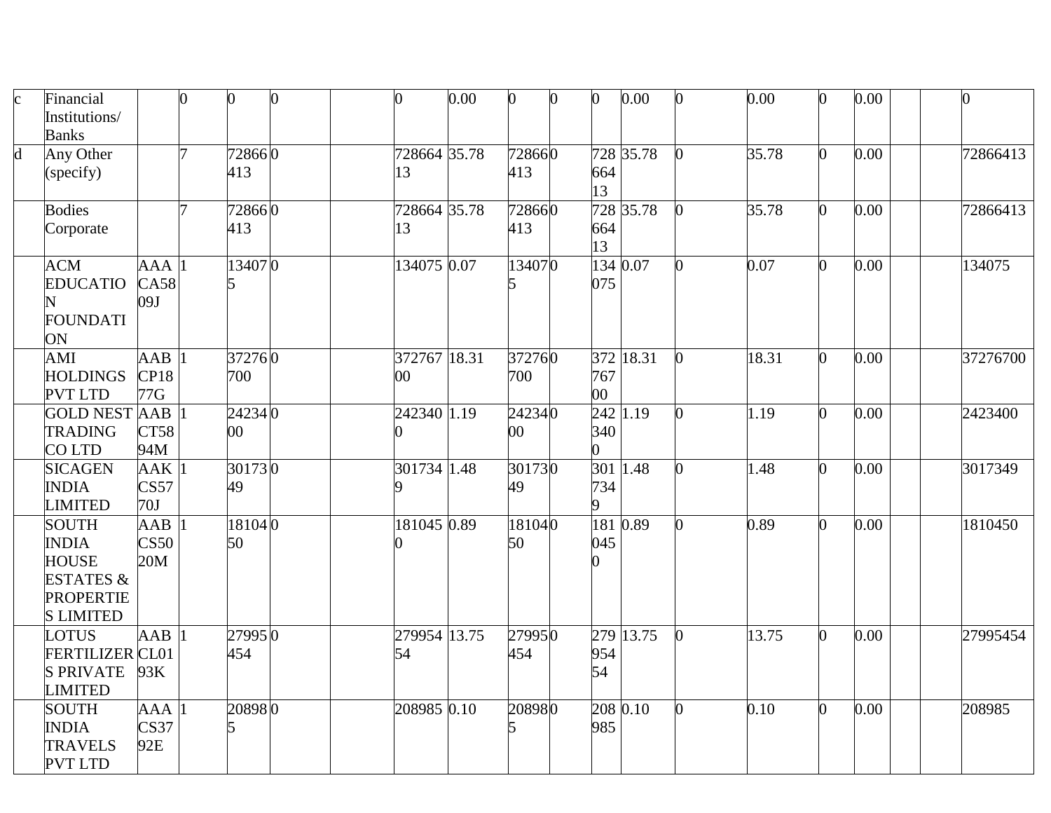| | | | | | | | | | | | | | | | | | | | |
|---|---|---|---|---|---|---|---|---|---|---|---|---|---|---|---|---|---|---|---|
| c | Financial Institutions/ Banks | | 0 | 0 | 0 | | 0 | 0.00 | 0 | 0 | 0 | 0.00 | 0 | 0.00 | 0 | 0.00 | | | 0 |
| d | Any Other (specify) | | 7 | 72866413 | 0 | | 72866413 | 35.78 | 72866413 | 0 | 72866413 | 35.78 | 0 | 35.78 | 0 | 0.00 | | | 72866413 |
| | Bodies Corporate | | 7 | 72866413 | 0 | | 72866413 | 35.78 | 72866413 | 0 | 72866413 | 35.78 | 0 | 35.78 | 0 | 0.00 | | | 72866413 |
| | ACM EDUCATION FOUNDATION | AAACA5809J | 1 | 134075 | 0 | | 134075 | 0.07 | 134075 | 0 | 134075 | 0.07 | 0 | 0.07 | 0 | 0.00 | | | 134075 |
| | AMI HOLDINGS PVT LTD | AABCP1877G | 1 | 37276700 | 0 | | 37276700 | 18.31 | 37276700 | 0 | 37276700 | 18.31 | 0 | 18.31 | 0 | 0.00 | | | 37276700 |
| | GOLD NEST TRADING CO LTD | AABCT5894M | 1 | 2423400 | 0 | | 2423400 | 1.19 | 2423400 | 0 | 2423400 | 1.19 | 0 | 1.19 | 0 | 0.00 | | | 2423400 |
| | SICAGEN INDIA LIMITED | AAKCS5770J | 1 | 3017349 | 0 | | 3017349 | 1.48 | 3017349 | 0 | 3017349 | 1.48 | 0 | 1.48 | 0 | 0.00 | | | 3017349 |
| | SOUTH INDIA HOUSE ESTATES & PROPERTIES LIMITED | AABCS5020M | 1 | 1810450 | 0 | | 1810450 | 0.89 | 1810450 | 0 | 1810450 | 0.89 | 0 | 0.89 | 0 | 0.00 | | | 1810450 |
| | LOTUS FERTILIZERS PRIVATE LIMITED | AABCL0193K | 1 | 27995454 | 0 | | 27995454 | 13.75 | 27995454 | 0 | 27995454 | 13.75 | 0 | 13.75 | 0 | 0.00 | | | 27995454 |
| | SOUTH INDIA TRAVELS PVT LTD | AAACS3792E | 1 | 208985 | 0 | | 208985 | 0.10 | 208985 | 0 | 208985 | 0.10 | 0 | 0.10 | 0 | 0.00 | | | 208985 |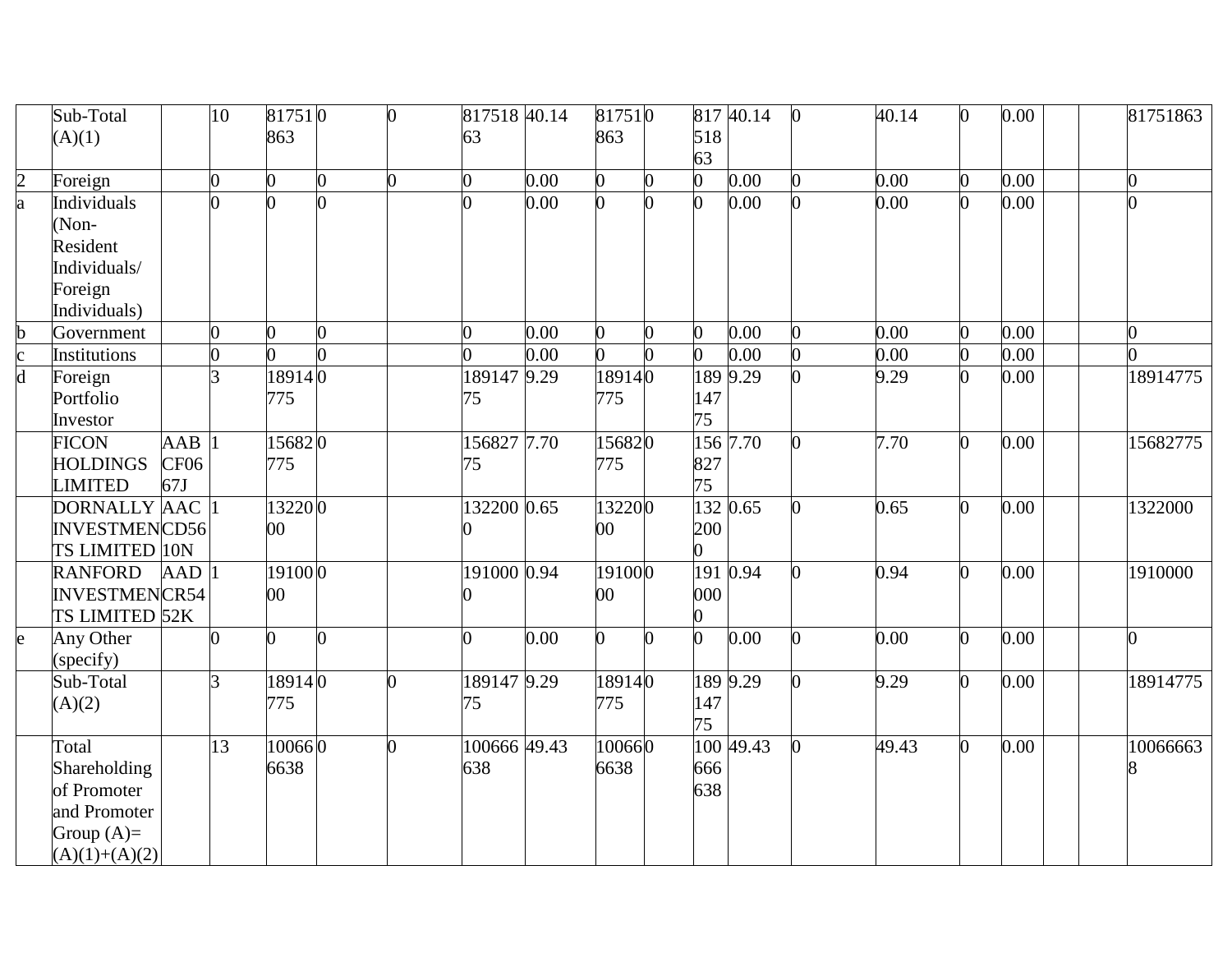| | | | | | | | | | | | | | | | | | | | |
|---|---|---|---|---|---|---|---|---|---|---|---|---|---|---|---|---|---|---|---|
| | Sub-Total (A)(1) | | 10 | 81751863 | 0 | 0 | 81751863 | 40.14 | 81751863 | 0 | 81751863 | 40.14 | 0 | 40.14 | 0 | 0.00 | | | 81751863 |
| 2 | Foreign | | 0 | 0 | 0 | 0 | 0 | 0.00 | 0 | 0 | 0 | 0.00 | 0 | 0.00 | 0 | 0.00 | | | 0 |
| a | Individuals (Non-Resident Individuals/ Foreign Individuals) | | 0 | 0 | 0 | | 0 | 0.00 | 0 | 0 | 0 | 0.00 | 0 | 0.00 | 0 | 0.00 | | | 0 |
| b | Government | | 0 | 0 | 0 | | 0 | 0.00 | 0 | 0 | 0 | 0.00 | 0 | 0.00 | 0 | 0.00 | | | 0 |
| c | Institutions | | 0 | 0 | 0 | | 0 | 0.00 | 0 | 0 | 0 | 0.00 | 0 | 0.00 | 0 | 0.00 | | | 0 |
| d | Foreign Portfolio Investor | | 3 | 18914775 | 0 | | 18914775 | 9.29 | 18914775 | 0 | 18914775 | 9.29 | 0 | 9.29 | 0 | 0.00 | | | 18914775 |
| | FICON HOLDINGS LIMITED | AABCF0667J | 1 | 15682775 | 0 | | 15682775 | 7.70 | 15682775 | 0 | 15682775 | 7.70 | 0 | 7.70 | 0 | 0.00 | | | 15682775 |
| | DORNALLY INVESTMENTS LIMITED | AACCD5610N | 1 | 1322000 | 0 | | 1322000 | 0.65 | 1322000 | 0 | 1322000 | 0.65 | 0 | 0.65 | 0 | 0.00 | | | 1322000 |
| | RANFORD INVESTMENTS LIMITED | AADCR5452K | 1 | 1910000 | 0 | | 1910000 | 0.94 | 1910000 | 0 | 1910000 | 0.94 | 0 | 0.94 | 0 | 0.00 | | | 1910000 |
| e | Any Other (specify) | | 0 | 0 | 0 | | 0 | 0.00 | 0 | 0 | 0 | 0.00 | 0 | 0.00 | 0 | 0.00 | | | 0 |
| | Sub-Total (A)(2) | | 3 | 18914775 | 0 | 0 | 18914775 | 9.29 | 18914775 | 0 | 18914775 | 9.29 | 0 | 9.29 | 0 | 0.00 | | | 18914775 |
| | Total Shareholding of Promoter and Promoter Group (A)=(A)(1)+(A)(2) | | 13 | 100666638 | 0 | 0 | 100666638 | 49.43 | 100666638 | 0 | 100666638 | 49.43 | 0 | 49.43 | 0 | 0.00 | | | 100666638 |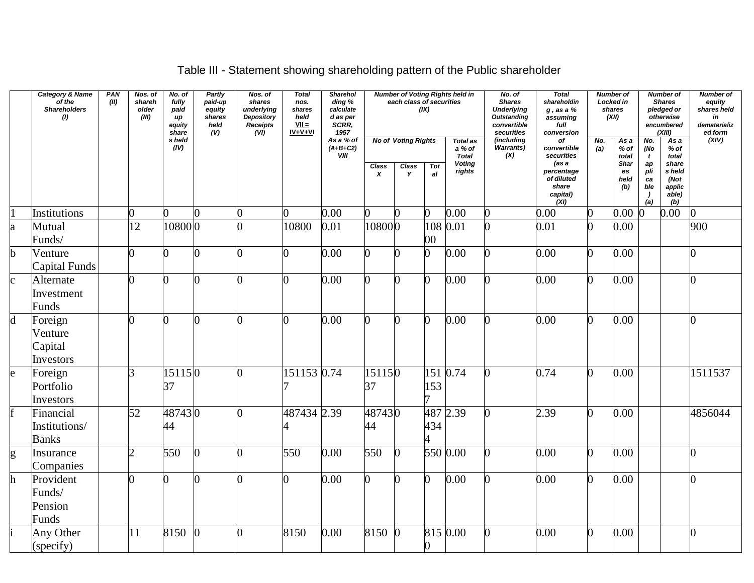# Table III - Statement showing shareholding pattern of the Public shareholder

| | Category & Name of the Shareholders (I) | PAN (II) | Nos. of shareholder (III) | No. of fully paid up equity shares held (IV) | Partly paid-up equity shares held (V) | Nos. of shares underlying Depository Receipts (VI) | Total nos. shares held VII = IV+V+VI | Shareholding % calculated as per SCRR, 1957 As a % of (A+B+C2) VIII | Number of Voting Rights held in each class of securities (IX) | | | | No. of Shares Underlying Outstanding convertible securities (including Warrants) (X) | Total shareholding , as a % assuming full conversion of convertible securities (as a percentage of diluted share capital) (XI) | Number of Locked in shares (XII) | | Number of Shares pledged or otherwise encumbered (XIII) | | Number of equity shares held in dematerialized form (XIV) |
|---|---|---|---|---|---|---|---|---|---|---|---|---|---|---|---|---|---|---|---|
| | | | | | | | | | No of Voting Rights | | | Total as a % of Total Voting rights | | | No. (a) | As a % of total Shares held (b) | No. (Not applicable) (a) | As a % of total shares held (Not applicable) (b) | |
| | | | | | | | | | Class X | Class Y | Total | | | | | | | | |
| 1 | Institutions | | 0 | 0 | 0 | 0 | 0 | 0.00 | 0 | 0 | 0 | 0.00 | 0 | 0.00 | 0 | 0.00 | 0 | 0.00 | 0 |
| a | Mutual Funds/ | | 12 | 10800 | 0 | 0 | 10800 | 0.01 | 10800 | 0 | 10800 | 0.01 | 0 | 0.01 | 0 | 0.00 | | | 900 |
| b | Venture Capital Funds | | 0 | 0 | 0 | 0 | 0 | 0.00 | 0 | 0 | 0 | 0.00 | 0 | 0.00 | 0 | 0.00 | | | 0 |
| c | Alternate Investment Funds | | 0 | 0 | 0 | 0 | 0 | 0.00 | 0 | 0 | 0 | 0.00 | 0 | 0.00 | 0 | 0.00 | | | 0 |
| d | Foreign Venture Capital Investors | | 0 | 0 | 0 | 0 | 0 | 0.00 | 0 | 0 | 0 | 0.00 | 0 | 0.00 | 0 | 0.00 | | | 0 |
| e | Foreign Portfolio Investors | | 3 | 1511537 | 0 | 0 | 1511537 | 0.74 | 1511537 | 0 | 1511537 | 0.74 | 0 | 0.74 | 0 | 0.00 | | | 1511537 |
| f | Financial Institutions/ Banks | | 52 | 4874344 | 0 | 0 | 4874344 | 2.39 | 4874344 | 0 | 4874344 | 2.39 | 0 | 2.39 | 0 | 0.00 | | | 4856044 |
| g | Insurance Companies | | 2 | 550 | 0 | 0 | 550 | 0.00 | 550 | 0 | 550 | 0.00 | 0 | 0.00 | 0 | 0.00 | | | 0 |
| h | Provident Funds/ Pension Funds | | 0 | 0 | 0 | 0 | 0 | 0.00 | 0 | 0 | 0 | 0.00 | 0 | 0.00 | 0 | 0.00 | | | 0 |
| i | Any Other (specify) | | 11 | 8150 | 0 | 0 | 8150 | 0.00 | 8150 | 0 | 8150 | 0.00 | 0 | 0.00 | 0 | 0.00 | | | 0 |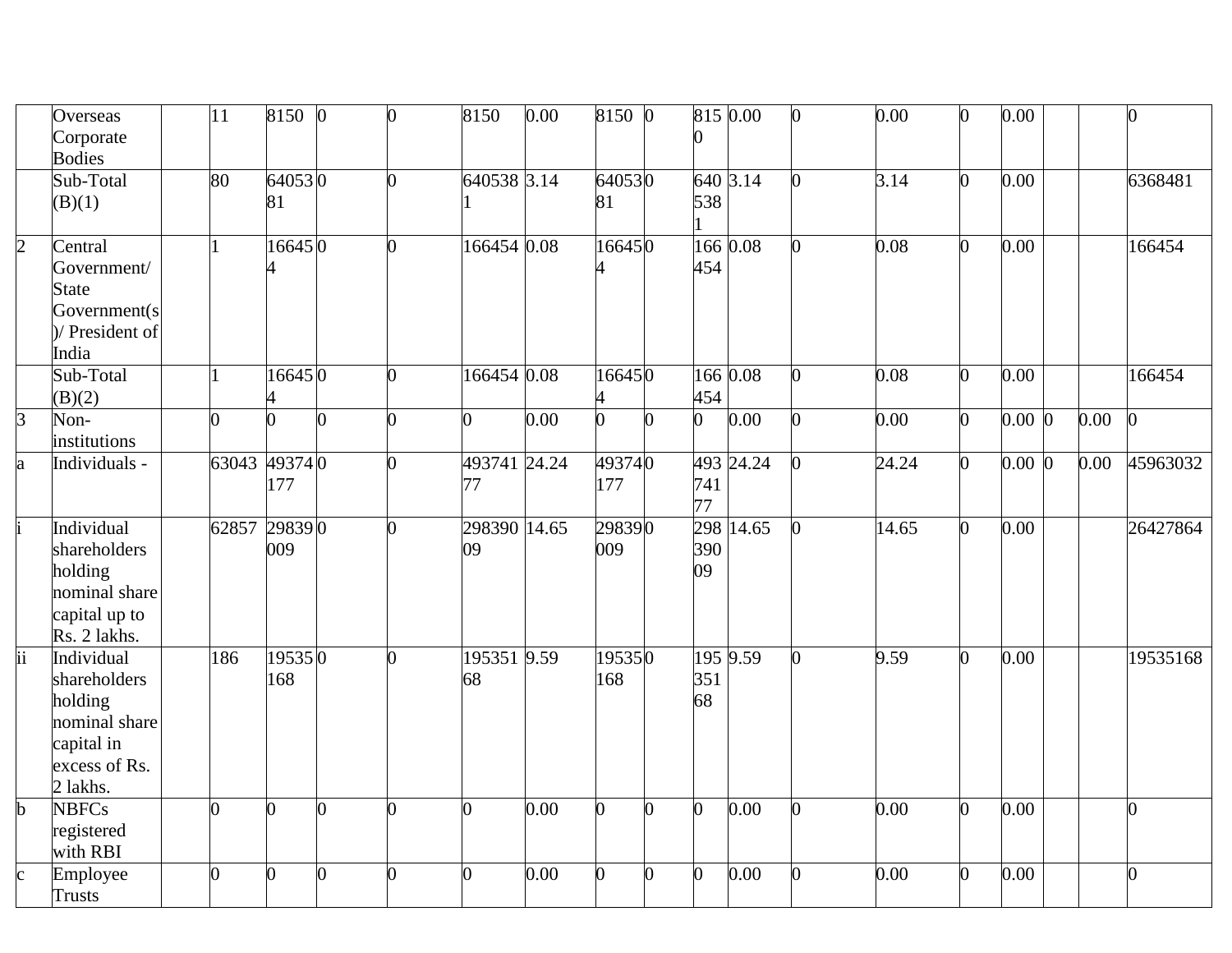| | | | | | | | | | | | | | | | | | | | |
|---|---|---|---|---|---|---|---|---|---|---|---|---|---|---|---|---|---|---|---|
| | Overseas Corporate Bodies | | 11 | 8150 | 0 | 0 | 8150 | 0.00 | 8150 | 0 | 8150 | 0.00 | 0 | 0.00 | 0 | 0.00 | | | 0 |
| | Sub-Total (B)(1) | | 80 | 6405381 | 0 | 0 | 6405381 | 3.14 | 6405381 | 0 | 6405381 | 3.14 | 0 | 3.14 | 0 | 0.00 | | | 6368481 |
| 2 | Central Government/ State Government(s)/ President of India | | 1 | 166454 | 0 | 0 | 166454 | 0.08 | 166454 | 0 | 166454 | 0.08 | 0 | 0.08 | 0 | 0.00 | | | 166454 |
| | Sub-Total (B)(2) | | 1 | 166454 | 0 | 0 | 166454 | 0.08 | 166454 | 0 | 166454 | 0.08 | 0 | 0.08 | 0 | 0.00 | | | 166454 |
| 3 | Non-institutions | | 0 | 0 | 0 | 0 | 0 | 0.00 | 0 | 0 | 0 | 0.00 | 0 | 0.00 | 0 | 0.00 | 0 | 0.00 | 0 |
| a | Individuals - | | 63043 | 49374177 | 0 | 0 | 49374177 | 24.24 | 49374177 | 0 | 49374177 | 24.24 | 0 | 24.24 | 0 | 0.00 | 0 | 0.00 | 45963032 |
| i | Individual shareholders holding nominal share capital up to Rs. 2 lakhs. | | 62857 | 29839009 | 0 | 0 | 29839009 | 14.65 | 29839009 | 0 | 29839009 | 14.65 | 0 | 14.65 | 0 | 0.00 | | | 26427864 |
| ii | Individual shareholders holding nominal share capital in excess of Rs. 2 lakhs. | | 186 | 19535168 | 0 | 0 | 19535168 | 9.59 | 19535168 | 0 | 19535168 | 9.59 | 0 | 9.59 | 0 | 0.00 | | | 19535168 |
| b | NBFCs registered with RBI | | 0 | 0 | 0 | 0 | 0 | 0.00 | 0 | 0 | 0 | 0.00 | 0 | 0.00 | 0 | 0.00 | | | 0 |
| c | Employee Trusts | | 0 | 0 | 0 | 0 | 0 | 0.00 | 0 | 0 | 0 | 0.00 | 0 | 0.00 | 0 | 0.00 | | | 0 |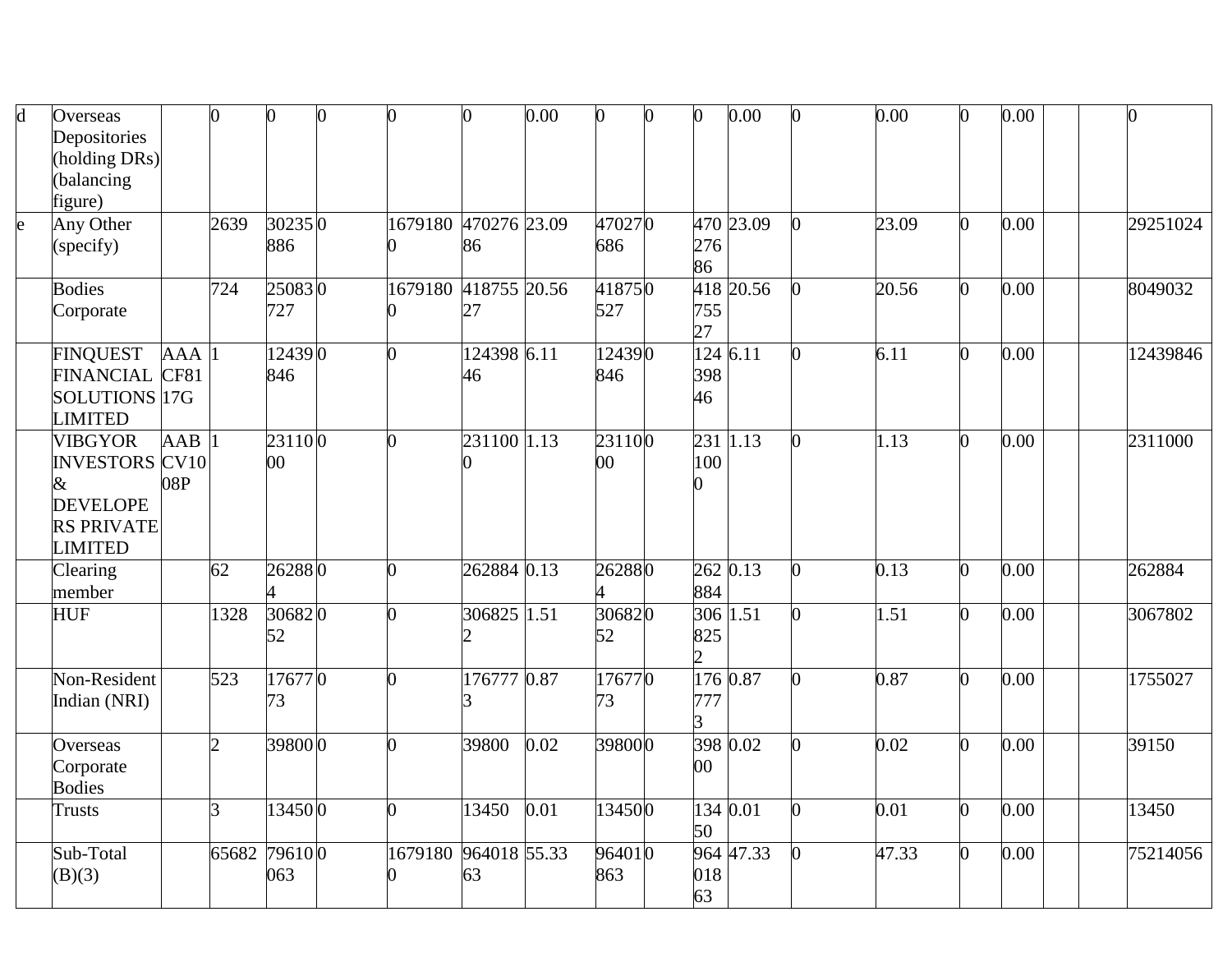| d | Overseas Depositories (holding DRs) (balancing figure) | | 0 | 0 | 0 | 0 | 0 | 0.00 | 0 | 0 | 0 | 0.00 | 0 | 0.00 | 0 | 0.00 | | | 0 |
|---|---|---|---|---|---|---|---|---|---|---|---|---|---|---|---|---|---|---|---|
| e | Any Other (specify) | | 2639 | 30235886 | 0 | 16791800 | 47027686 | 23.09 | 47027686 | 0 | 47027686 | 23.09 | 0 | 23.09 | 0 | 0.00 | | | 29251024 |
| | Bodies Corporate | | 724 | 25083727 | 0 | 16791800 | 41875527 | 20.56 | 41875527 | 0 | 41875527 | 20.56 | 0 | 20.56 | 0 | 0.00 | | | 8049032 |
| | FINQUEST FINANCIAL SOLUTIONS LIMITED | AAACF8117G | 1 | 12439846 | 0 | 0 | 12439846 | 6.11 | 12439846 | 0 | 12439846 | 6.11 | 0 | 6.11 | 0 | 0.00 | | | 12439846 |
| | VIBGYOR INVESTORS & DEVELOPERS PRIVATE LIMITED | AABCV1008P | 1 | 2311000 | 0 | 0 | 2311000 | 1.13 | 2311000 | 0 | 2311000 | 1.13 | 0 | 1.13 | 0 | 0.00 | | | 2311000 |
| | Clearing member | | 62 | 262884 | 0 | 0 | 262884 | 0.13 | 262884 | 0 | 262884 | 0.13 | 0 | 0.13 | 0 | 0.00 | | | 262884 |
| | HUF | | 1328 | 3068252 | 0 | 0 | 3068252 | 1.51 | 3068252 | 0 | 3068252 | 1.51 | 0 | 1.51 | 0 | 0.00 | | | 3067802 |
| | Non-Resident Indian (NRI) | | 523 | 1767773 | 0 | 0 | 1767773 | 0.87 | 1767773 | 0 | 1767773 | 0.87 | 0 | 0.87 | 0 | 0.00 | | | 1755027 |
| | Overseas Corporate Bodies | | 2 | 39800 | 0 | 0 | 39800 | 0.02 | 39800 | 0 | 39800 | 0.02 | 0 | 0.02 | 0 | 0.00 | | | 39150 |
| | Trusts | | 3 | 13450 | 0 | 0 | 13450 | 0.01 | 13450 | 0 | 13450 | 0.01 | 0 | 0.01 | 0 | 0.00 | | | 13450 |
| | Sub-Total (B)(3) | | 65682 | 79610063 | 0 | 16791800 | 96401863 | 55.33 | 96401863 | 0 | 96401863 | 47.33 | 0 | 47.33 | 0 | 0.00 | | | 75214056 |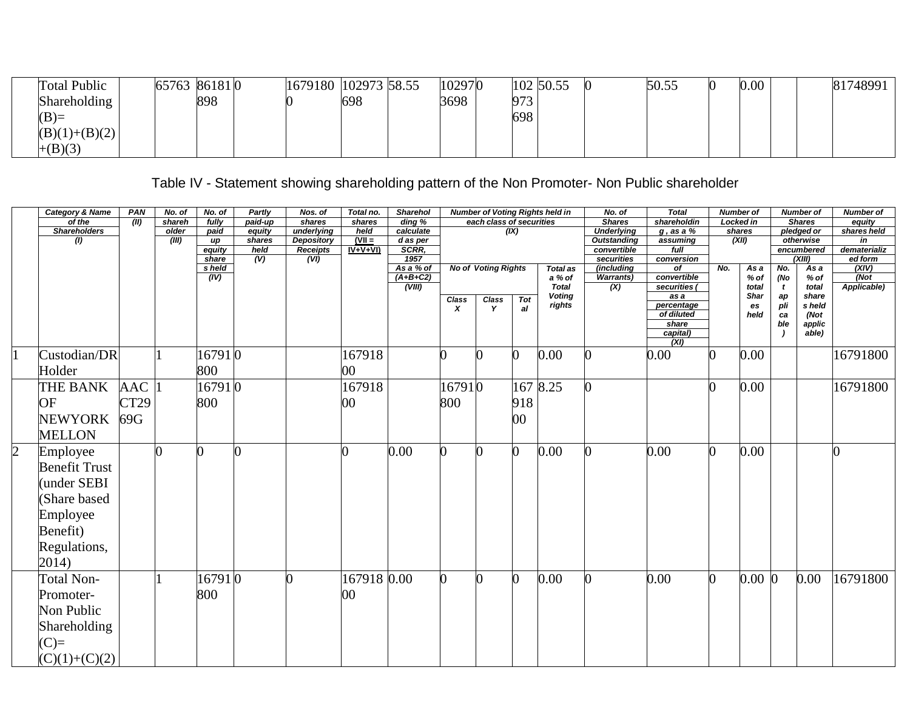| | Total Public Shareholding (B)= (B)(1)+(B)(2)+(B)(3) | | 65763 | 86181898 | 0 | | 16791800 | 102973698 | 58.55 | 102973698 | 0 | 102973698 | 50.55 | 0 | 50.55 | 0 | 0.00 | | | 81748991 |
|---|---|---|---|---|---|---|---|---|---|---|---|---|---|---|---|---|---|---|---|---|

Table IV - Statement showing shareholding pattern of the Non Promoter- Non Public shareholder

| | Category & Name of the Shareholders (I) | PAN (II) | No. of shareholder (III) | No. of fully paid up equity share s held (IV) | Partly paid-up equity shares held (V) | Nos. of shares underlying Depository Receipts (VI) | Total no. shares held (VII = IV+V+VI) | Shareholding % calculated as per SCRR, 1957 As a % of (A+B+C2) (VIII) | Number of Voting Rights held in each class of securities (IX) | | | | No. of Shares Underlying Outstanding convertible securities (including Warrants) (X) | Total shareholding , as a % assuming full conversion of convertible securities ( as a percentage of diluted share capital) (XI) | Number of Locked in shares (XII) | | Number of Shares pledged or otherwise encumbered (XIII) | | Number of equity shares held in dematerialized form (XIV) (Not Applicable) |
|---|---|---|---|---|---|---|---|---|---|---|---|---|---|---|---|---|---|---|---|
| | | | | | | | | | No of Voting Rights | | | Total as a % of Total Voting rights | | | No. | As a % of total Shares held | No. (Not applicable) | As a % of total shares held (Not applicable) | |
| | | | | | | | | | Class X | Class Y | Total | | | | | | | | |
| 1 | Custodian/DR Holder | | 1 | 16791800 | 0 | | 16791800 | | 0 | 0 | 0 | 0.00 | 0 | 0.00 | 0 | 0.00 | | | 16791800 |
| | THE BANK OF NEWYORK MELLON | AACCT2969G | 1 | 16791800 | 0 | | 16791800 | | 16791800 | 0 | 16791800 | 8.25 | 0 | | 0 | 0.00 | | | 16791800 |
| 2 | Employee Benefit Trust (under SEBI (Share based Employee Benefit) Regulations, 2014) | | 0 | 0 | 0 | | 0 | 0.00 | 0 | 0 | 0 | 0.00 | 0 | 0.00 | 0 | 0.00 | | | 0 |
| | Total Non-Promoter-Non Public Shareholding (C)= (C)(1)+(C)(2) | | 1 | 16791800 | 0 | 0 | 16791800 | 0.00 | 0 | 0 | 0 | 0.00 | 0 | 0.00 | 0 | 0.00 | 0 | 0.00 | 16791800 |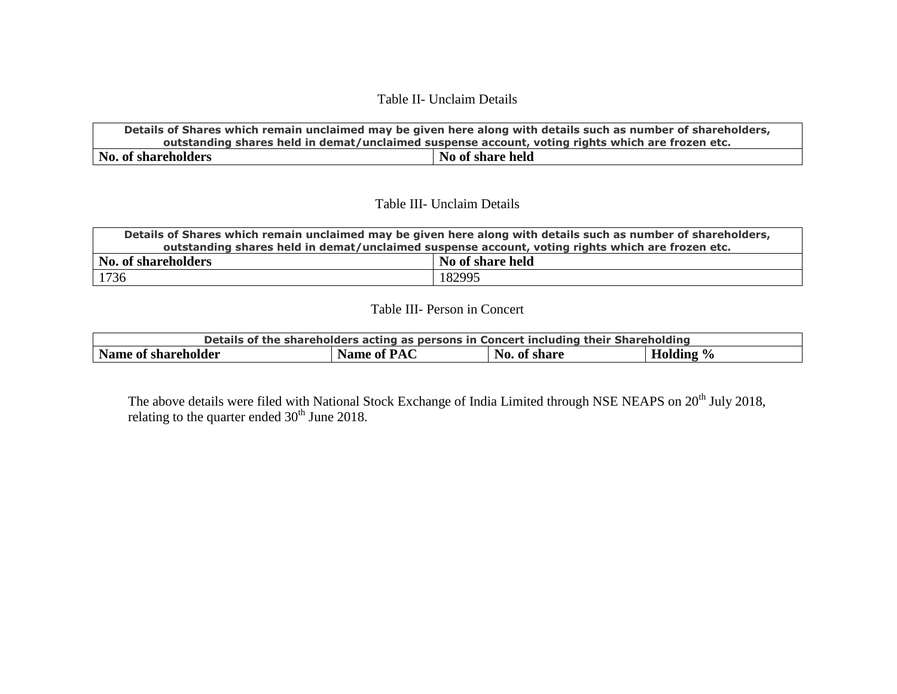Table II- Unclaim Details

| Details of Shares which remain unclaimed may be given here along with details such as number of shareholders, outstanding shares held in demat/unclaimed suspense account, voting rights which are frozen etc. | |
|---|---|
| **No. of shareholders** | **No of share held** |

Table III- Unclaim Details

| Details of Shares which remain unclaimed may be given here along with details such as number of shareholders, outstanding shares held in demat/unclaimed suspense account, voting rights which are frozen etc. | |
|---|---|
| **No. of shareholders** | **No of share held** |
| 1736 | 182995 |

Table III- Person in Concert

| Details of the shareholders acting as persons in Concert including their Shareholding | | | |
|---|---|---|---|
| **Name of shareholder** | **Name of PAC** | **No. of share** | **Holding %** |

The above details were filed with National Stock Exchange of India Limited through NSE NEAPS on 20th July 2018, relating to the quarter ended 30th June 2018.